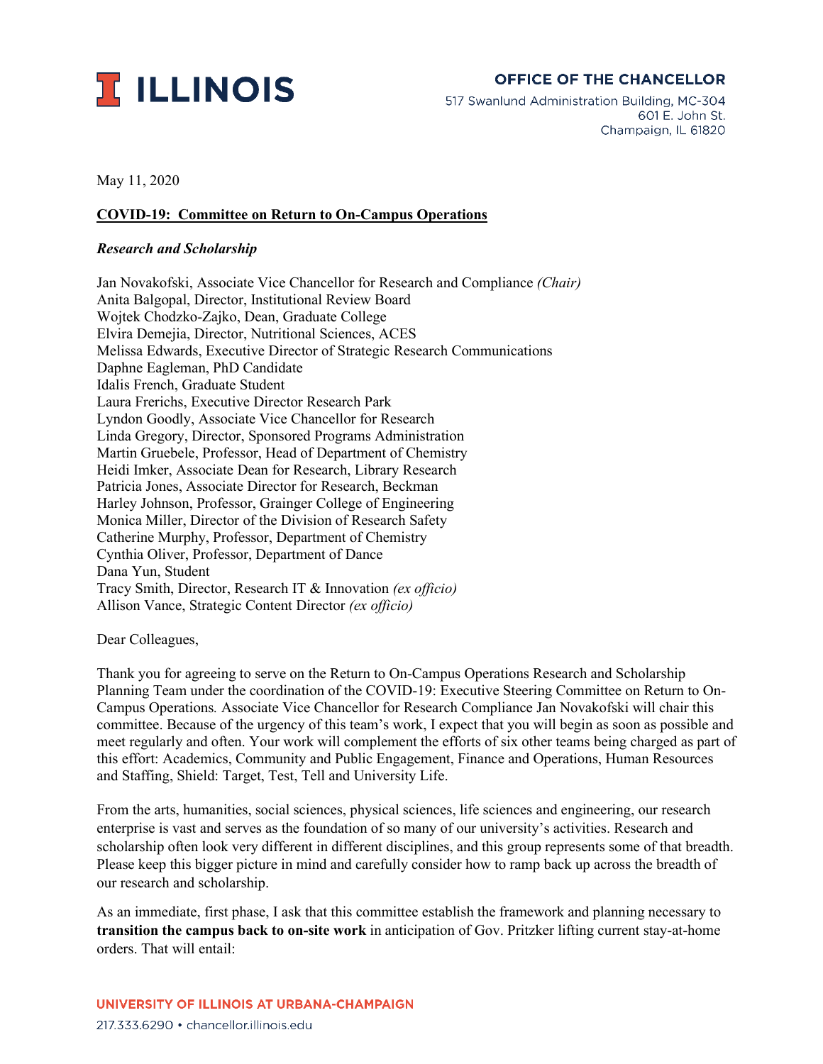**I ILLINOIS**

**OFFICE OF THE CHANCELLOR**
517 Swanlund Administration Building, MC-304
601 E. John St.
Champaign, IL 61820

May 11, 2020

**COVID-19: Committee on Return to On-Campus Operations**

***Research and Scholarship***

Jan Novakofski, Associate Vice Chancellor for Research and Compliance *(Chair)*
Anita Balgopal, Director, Institutional Review Board
Wojtek Chodzko-Zajko, Dean, Graduate College
Elvira Demejia, Director, Nutritional Sciences, ACES
Melissa Edwards, Executive Director of Strategic Research Communications
Daphne Eagleman, PhD Candidate
Idalis French, Graduate Student
Laura Frerichs, Executive Director Research Park
Lyndon Goodly, Associate Vice Chancellor for Research
Linda Gregory, Director, Sponsored Programs Administration
Martin Gruebele, Professor, Head of Department of Chemistry
Heidi Imker, Associate Dean for Research, Library Research
Patricia Jones, Associate Director for Research, Beckman
Harley Johnson, Professor, Grainger College of Engineering
Monica Miller, Director of the Division of Research Safety
Catherine Murphy, Professor, Department of Chemistry
Cynthia Oliver, Professor, Department of Dance
Dana Yun, Student
Tracy Smith, Director, Research IT & Innovation *(ex officio)*
Allison Vance, Strategic Content Director *(ex officio)*

Dear Colleagues,

Thank you for agreeing to serve on the Return to On-Campus Operations Research and Scholarship Planning Team under the coordination of the COVID-19: Executive Steering Committee on Return to On-Campus Operations*.* Associate Vice Chancellor for Research Compliance Jan Novakofski will chair this committee. Because of the urgency of this team's work, I expect that you will begin as soon as possible and meet regularly and often. Your work will complement the efforts of six other teams being charged as part of this effort: Academics, Community and Public Engagement, Finance and Operations, Human Resources and Staffing, Shield: Target, Test, Tell and University Life.

From the arts, humanities, social sciences, physical sciences, life sciences and engineering, our research enterprise is vast and serves as the foundation of so many of our university's activities. Research and scholarship often look very different in different disciplines, and this group represents some of that breadth. Please keep this bigger picture in mind and carefully consider how to ramp back up across the breadth of our research and scholarship.

As an immediate, first phase, I ask that this committee establish the framework and planning necessary to **transition the campus back to on-site work** in anticipation of Gov. Pritzker lifting current stay-at-home orders. That will entail: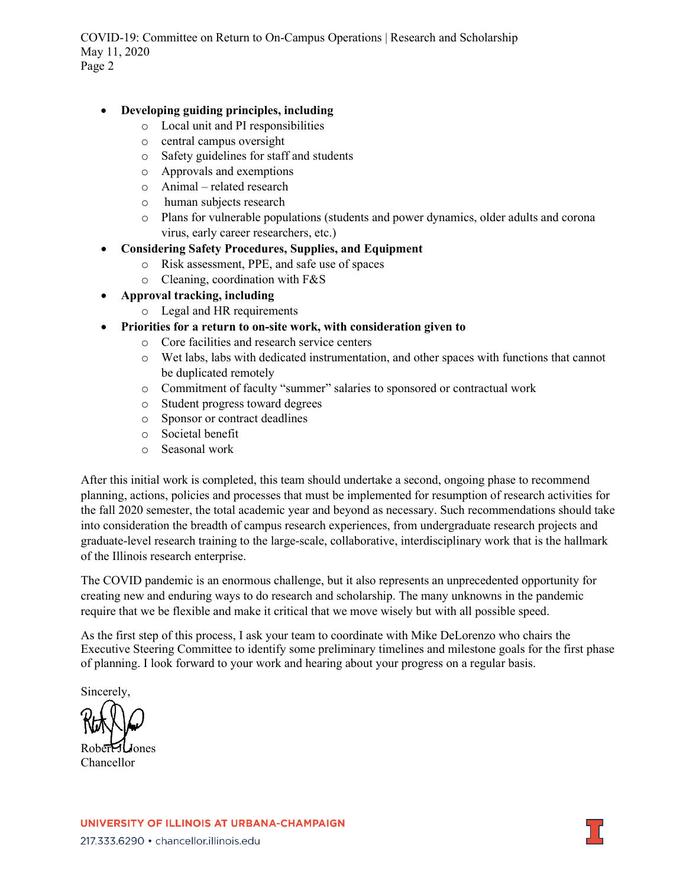- **Developing guiding principles, including**
  - Local unit and PI responsibilities
  - central campus oversight
  - Safety guidelines for staff and students
  - Approvals and exemptions
  - Animal – related research
  - human subjects research
  - Plans for vulnerable populations (students and power dynamics, older adults and corona virus, early career researchers, etc.)
- **Considering Safety Procedures, Supplies, and Equipment**
  - Risk assessment, PPE, and safe use of spaces
  - Cleaning, coordination with F&S
- **Approval tracking, including**
  - Legal and HR requirements
- **Priorities for a return to on-site work, with consideration given to**
  - Core facilities and research service centers
  - Wet labs, labs with dedicated instrumentation, and other spaces with functions that cannot be duplicated remotely
  - Commitment of faculty "summer" salaries to sponsored or contractual work
  - Student progress toward degrees
  - Sponsor or contract deadlines
  - Societal benefit
  - Seasonal work

After this initial work is completed, this team should undertake a second, ongoing phase to recommend planning, actions, policies and processes that must be implemented for resumption of research activities for the fall 2020 semester, the total academic year and beyond as necessary. Such recommendations should take into consideration the breadth of campus research experiences, from undergraduate research projects and graduate-level research training to the large-scale, collaborative, interdisciplinary work that is the hallmark of the Illinois research enterprise.

The COVID pandemic is an enormous challenge, but it also represents an unprecedented opportunity for creating new and enduring ways to do research and scholarship. The many unknowns in the pandemic require that we be flexible and make it critical that we move wisely but with all possible speed.

As the first step of this process, I ask your team to coordinate with Mike DeLorenzo who chairs the Executive Steering Committee to identify some preliminary timelines and milestone goals for the first phase of planning. I look forward to your work and hearing about your progress on a regular basis.

Sincerely,

Robert J. Jones
Chancellor

UNIVERSITY OF ILLINOIS AT URBANA-CHAMPAIGN
217.333.6290 • chancellor.illinois.edu